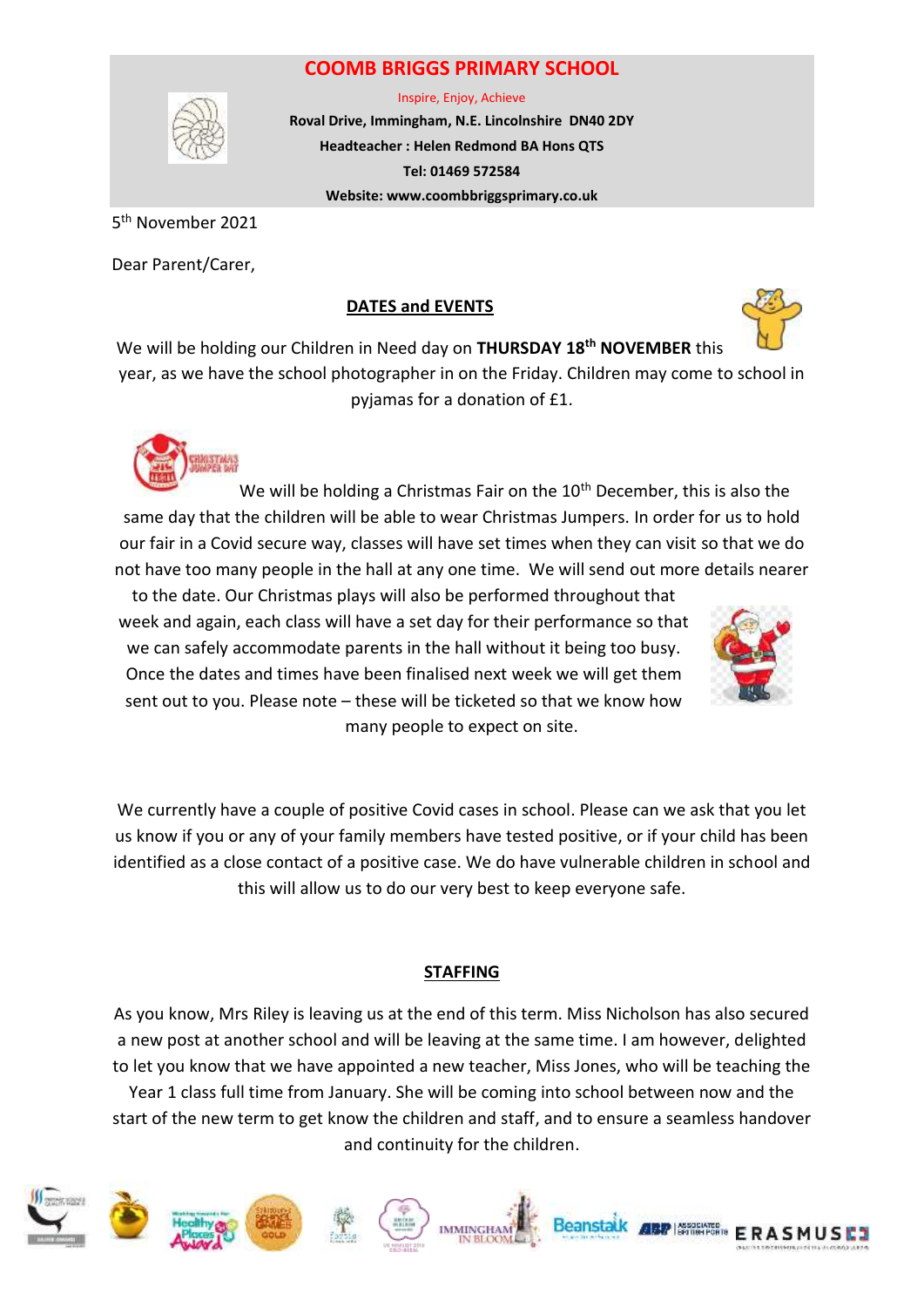# COOMB BRIGGS PRIMARY SCHOOL

Inspire, Enjoy, Achieve

**Roval Drive, Immingham, N.E. Lincolnshire DN40 2DY**

**Headteacher : Helen Redmond BA Hons QTS**

**Tel: 01469 572584**

**Website: www.coombbriggsprimary.co.uk**

5th November 2021

Dear Parent/Carer,

## DATES and EVENTS

We will be holding our Children in Need day on **THURSDAY 18th NOVEMBER** this year, as we have the school photographer in on the Friday. Children may come to school in pyjamas for a donation of £1.

We will be holding a Christmas Fair on the 10th December, this is also the same day that the children will be able to wear Christmas Jumpers. In order for us to hold our fair in a Covid secure way, classes will have set times when they can visit so that we do not have too many people in the hall at any one time. We will send out more details nearer to the date. Our Christmas plays will also be performed throughout that week and again, each class will have a set day for their performance so that we can safely accommodate parents in the hall without it being too busy. Once the dates and times have been finalised next week we will get them sent out to you. Please note – these will be ticketed so that we know how many people to expect on site.

We currently have a couple of positive Covid cases in school. Please can we ask that you let us know if you or any of your family members have tested positive, or if your child has been identified as a close contact of a positive case. We do have vulnerable children in school and this will allow us to do our very best to keep everyone safe.

## STAFFING

As you know, Mrs Riley is leaving us at the end of this term. Miss Nicholson has also secured a new post at another school and will be leaving at the same time. I am however, delighted to let you know that we have appointed a new teacher, Miss Jones, who will be teaching the Year 1 class full time from January. She will be coming into school between now and the start of the new term to get know the children and staff, and to ensure a seamless handover and continuity for the children.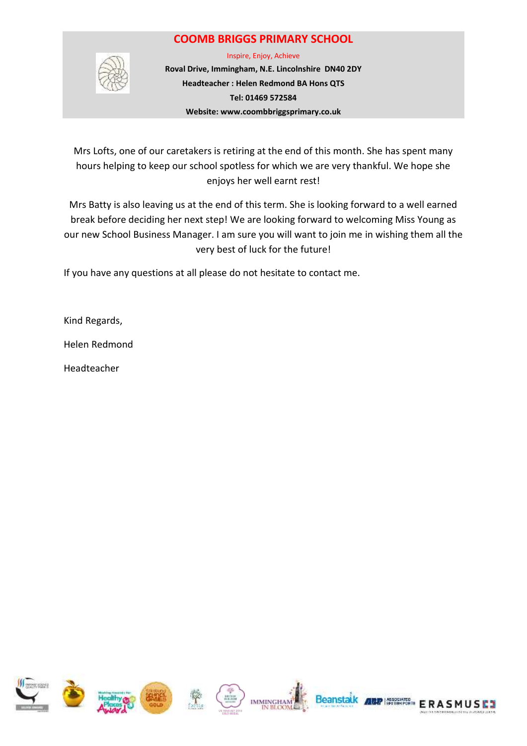# COOMB BRIGGS PRIMARY SCHOOL

Inspire, Enjoy, Achieve

**Roval Drive, Immingham, N.E. Lincolnshire DN40 2DY**

**Headteacher : Helen Redmond BA Hons QTS**

**Tel: 01469 572584**

**Website: www.coombbriggsprimary.co.uk**

Mrs Lofts, one of our caretakers is retiring at the end of this month. She has spent many hours helping to keep our school spotless for which we are very thankful. We hope she enjoys her well earnt rest!

Mrs Batty is also leaving us at the end of this term. She is looking forward to a well earned break before deciding her next step! We are looking forward to welcoming Miss Young as our new School Business Manager. I am sure you will want to join me in wishing them all the very best of luck for the future!

If you have any questions at all please do not hesitate to contact me.

Kind Regards,

Helen Redmond

Headteacher